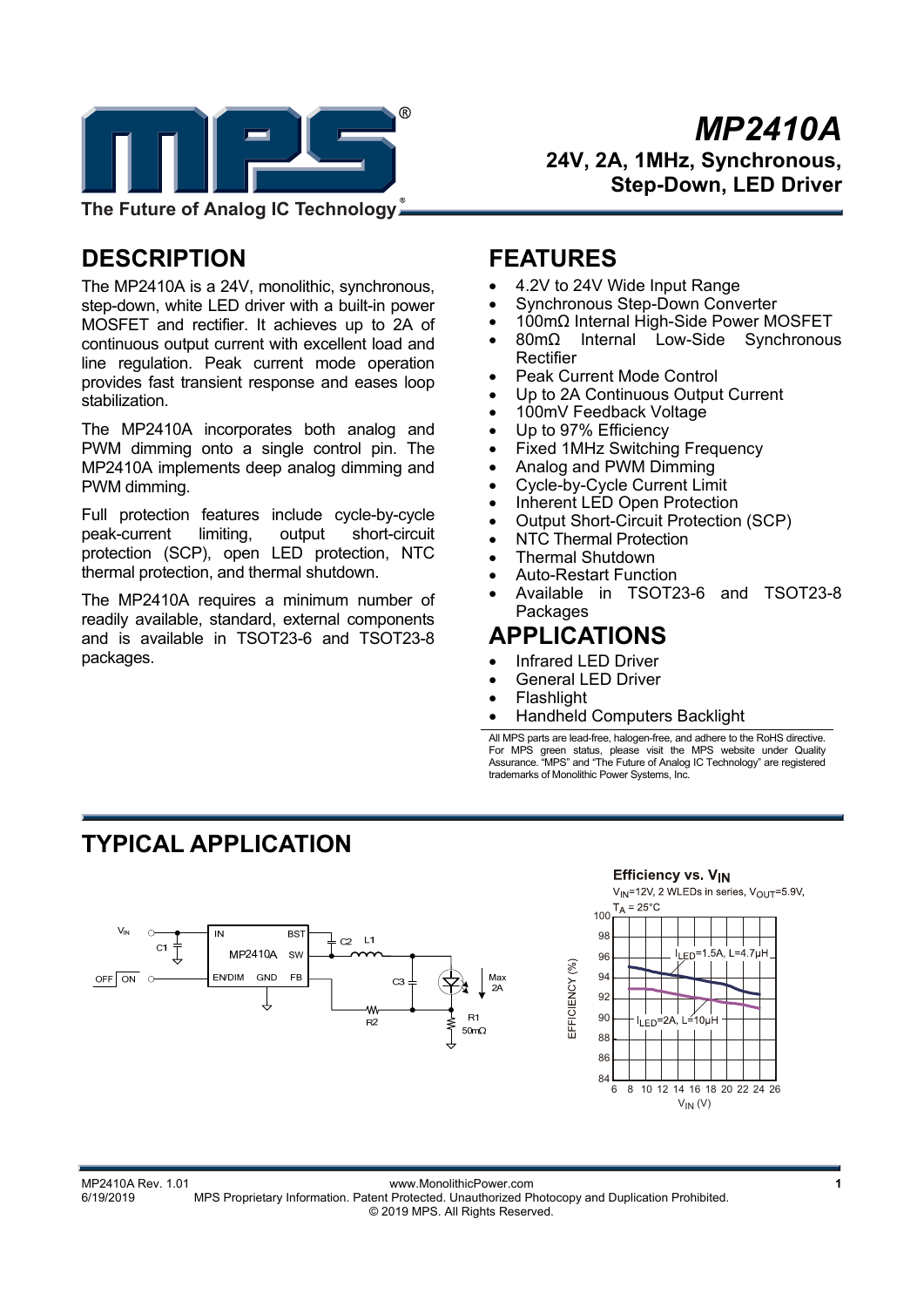# MP2410A

**24V, 2A, 1MHz, Synchronous, Step-Down, LED Driver**

The Future of Analog IC Technology

## DESCRIPTION

The MP2410A is a 24V, monolithic, synchronous, step-down, white LED driver with a built-in power MOSFET and rectifier. It achieves up to 2A of continuous output current with excellent load and line regulation. Peak current mode operation provides fast transient response and eases loop stabilization.

The MP2410A incorporates both analog and PWM dimming onto a single control pin. The MP2410A implements deep analog dimming and PWM dimming.

Full protection features include cycle-by-cycle peak-current limiting, output short-circuit protection (SCP), open LED protection, NTC thermal protection, and thermal shutdown.

The MP2410A requires a minimum number of readily available, standard, external components and is available in TSOT23-6 and TSOT23-8 packages.

## FEATURES

- 4.2V to 24V Wide Input Range
- Synchronous Step-Down Converter
- 100mΩ Internal High-Side Power MOSFET
- 80mΩ Internal Low-Side Synchronous Rectifier
- Peak Current Mode Control
- Up to 2A Continuous Output Current
- 100mV Feedback Voltage
- Up to 97% Efficiency
- Fixed 1MHz Switching Frequency
- Analog and PWM Dimming
- Cycle-by-Cycle Current Limit
- Inherent LED Open Protection
- Output Short-Circuit Protection (SCP)
- NTC Thermal Protection
- Thermal Shutdown
- Auto-Restart Function
- Available in TSOT23-6 and TSOT23-8 Packages

## APPLICATIONS

- Infrared LED Driver
- General LED Driver
- Flashlight
- Handheld Computers Backlight

All MPS parts are lead-free, halogen-free, and adhere to the RoHS directive. For MPS green status, please visit the MPS website under Quality Assurance. "MPS" and "The Future of Analog IC Technology" are registered trademarks of Monolithic Power Systems, Inc.

## TYPICAL APPLICATION

**Efficiency vs. $V_{IN}$**

$V_{IN}$=12V, 2 WLEDs in series, $V_{OUT}$=5.9V, $T_A$ = 25°C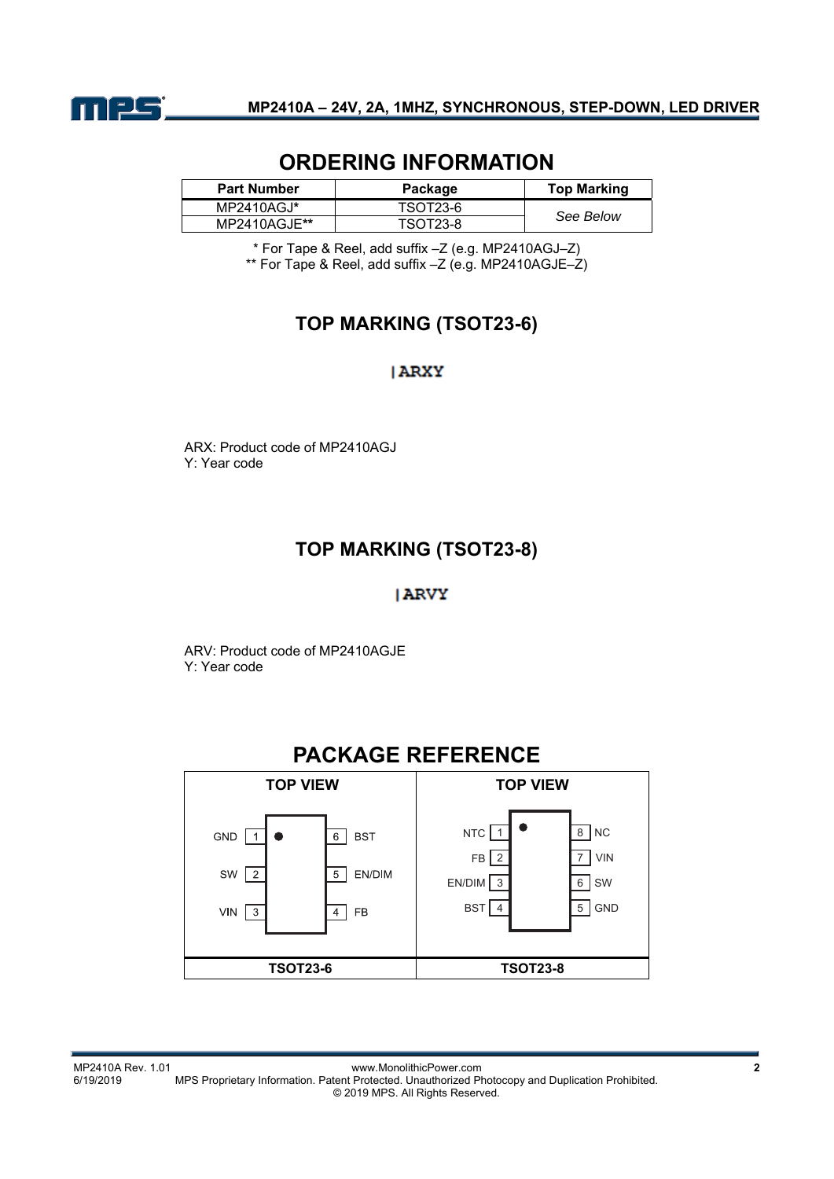## ORDERING INFORMATION

| Part Number | Package | Top Marking |
|---|---|---|
| MP2410AGJ* | TSOT23-6 | *See Below* |
| MP2410AGJE** | TSOT23-8 | |

* For Tape & Reel, add suffix –Z (e.g. MP2410AGJ–Z)

** For Tape & Reel, add suffix –Z (e.g. MP2410AGJE–Z)

## TOP MARKING (TSOT23-6)

|ARXY

ARX: Product code of MP2410AGJ

Y: Year code

## TOP MARKING (TSOT23-8)

|ARVY

ARV: Product code of MP2410AGJE

Y: Year code

## PACKAGE REFERENCE

**TOP VIEW – TSOT23-6**

| Pin | Name | Pin | Name |
|---|---|---|---|
| 1 | GND | 6 | BST |
| 2 | SW | 5 | EN/DIM |
| 3 | VIN | 4 | FB |

**TOP VIEW – TSOT23-8**

| Pin | Name | Pin | Name |
|---|---|---|---|
| 1 | NTC | 8 | NC |
| 2 | FB | 7 | VIN |
| 3 | EN/DIM | 6 | SW |
| 4 | BST | 5 | GND |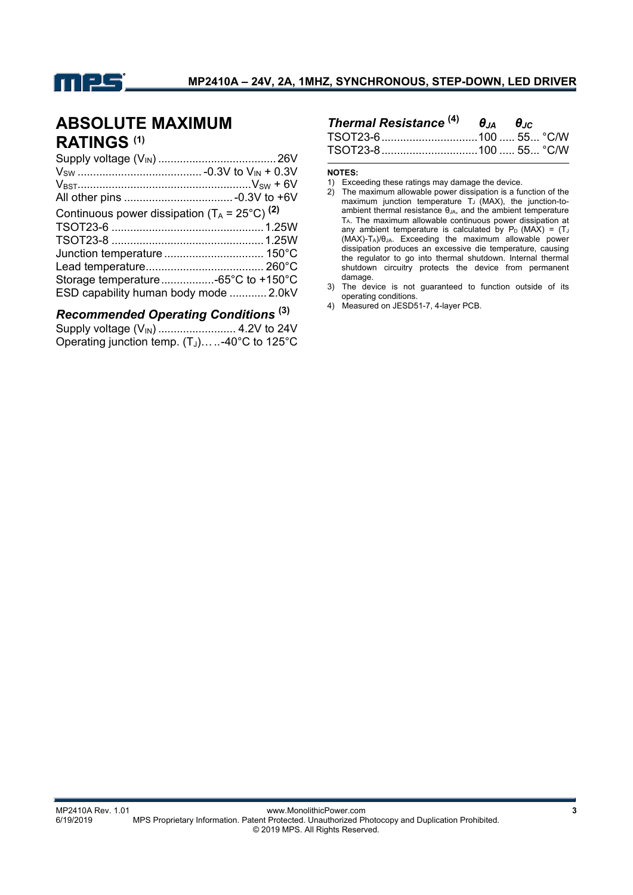## ABSOLUTE MAXIMUM RATINGS [1]

Supply voltage ($V_{IN}$) ..................................... 26V
$V_{SW}$ ........................................ -0.3V to $V_{IN}$ + 0.3V
$V_{BST}$ ........................................................ $V_{SW}$ + 6V
All other pins ................................... -0.3V to +6V
Continuous power dissipation ($T_A$ = 25°C) [2]
TSOT23-6 ................................................ 1.25W
TSOT23-8 ................................................ 1.25W
Junction temperature ................................ 150°C
Lead temperature...................................... 260°C
Storage temperature .................-65°C to +150°C
ESD capability human body mode ............ 2.0kV

### *Recommended Operating Conditions* [3]

Supply voltage ($V_{IN}$) ......................... 4.2V to 24V
Operating junction temp. ($T_J$)… ..-40°C to 125°C

### *Thermal Resistance* [4]

| | $\theta_{JA}$ | $\theta_{JC}$ | |
|---|---|---|---|
| TSOT23-6 | 100 | 55 | °C/W |
| TSOT23-8 | 100 | 55 | °C/W |

**NOTES:**

1) Exceeding these ratings may damage the device.
2) The maximum allowable power dissipation is a function of the maximum junction temperature $T_J$ (MAX), the junction-to-ambient thermal resistance $\theta_{JA}$, and the ambient temperature $T_A$. The maximum allowable continuous power dissipation at any ambient temperature is calculated by $P_D$ (MAX) = ($T_J$ (MAX)-$T_A$)/$\theta_{JA}$. Exceeding the maximum allowable power dissipation produces an excessive die temperature, causing the regulator to go into thermal shutdown. Internal thermal shutdown circuitry protects the device from permanent damage.
3) The device is not guaranteed to function outside of its operating conditions.
4) Measured on JESD51-7, 4-layer PCB.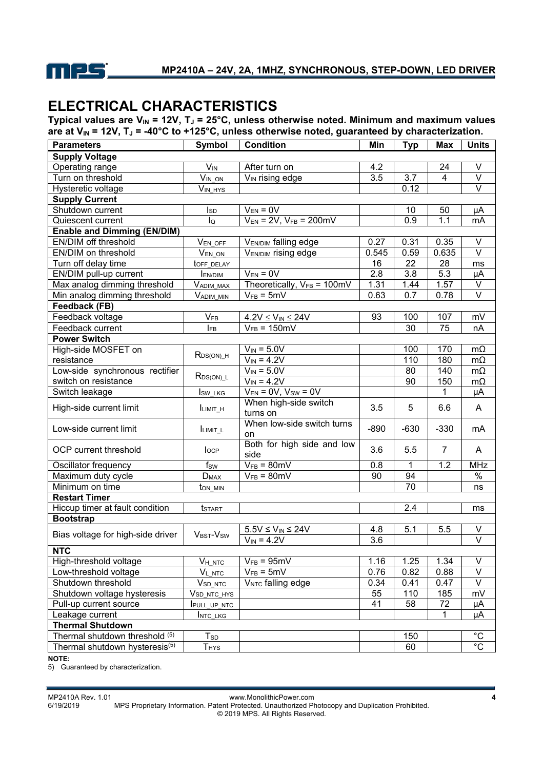## ELECTRICAL CHARACTERISTICS

**Typical values are $V_{IN}$ = 12V, $T_J$ = 25°C, unless otherwise noted. Minimum and maximum values are at $V_{IN}$ = 12V, $T_J$ = -40°C to +125°C, unless otherwise noted, guaranteed by characterization.**

| Parameters | Symbol | Condition | Min | Typ | Max | Units |
|---|---|---|---|---|---|---|
| **Supply Voltage** | | | | | | |
| Operating range | $V_{IN}$ | After turn on | 4.2 | | 24 | V |
| Turn on threshold | $V_{IN\_ON}$ | $V_{IN}$ rising edge | 3.5 | 3.7 | 4 | V |
| Hysteretic voltage | $V_{IN\_HYS}$ | | | 0.12 | | V |
| **Supply Current** | | | | | | |
| Shutdown current | $I_{SD}$ | $V_{EN}$ = 0V | | 10 | 50 | µA |
| Quiescent current | $I_Q$ | $V_{EN}$ = 2V, $V_{FB}$ = 200mV | | 0.9 | 1.1 | mA |
| **Enable and Dimming (EN/DIM)** | | | | | | |
| EN/DIM off threshold | $V_{EN\_OFF}$ | $V_{EN/DIM}$ falling edge | 0.27 | 0.31 | 0.35 | V |
| EN/DIM on threshold | $V_{EN\_ON}$ | $V_{EN/DIM}$ rising edge | 0.545 | 0.59 | 0.635 | V |
| Turn off delay time | $t_{OFF\_DELAY}$ | | 16 | 22 | 28 | ms |
| EN/DIM pull-up current | $I_{EN/DIM}$ | $V_{EN}$ = 0V | 2.8 | 3.8 | 5.3 | µA |
| Max analog dimming threshold | $V_{ADIM\_MAX}$ | Theoretically, $V_{FB}$ = 100mV | 1.31 | 1.44 | 1.57 | V |
| Min analog dimming threshold | $V_{ADIM\_MIN}$ | $V_{FB}$ = 5mV | 0.63 | 0.7 | 0.78 | V |
| **Feedback (FB)** | | | | | | |
| Feedback voltage | $V_{FB}$ | $4.2V \leq V_{IN} \leq 24V$ | 93 | 100 | 107 | mV |
| Feedback current | $I_{FB}$ | $V_{FB}$ = 150mV | | 30 | 75 | nA |
| **Power Switch** | | | | | | |
| High-side MOSFET on resistance | $R_{DS(ON)\_H}$ | $V_{IN}$ = 5.0V | | 100 | 170 | mΩ |
| | | $V_{IN}$ = 4.2V | | 110 | 180 | mΩ |
| Low-side synchronous rectifier switch on resistance | $R_{DS(ON)\_L}$ | $V_{IN}$ = 5.0V | | 80 | 140 | mΩ |
| | | $V_{IN}$ = 4.2V | | 90 | 150 | mΩ |
| Switch leakage | $I_{SW\_LKG}$ | $V_{EN}$ = 0V, $V_{SW}$ = 0V | | | 1 | µA |
| High-side current limit | $I_{LIMIT\_H}$ | When high-side switch turns on | 3.5 | 5 | 6.6 | A |
| Low-side current limit | $I_{LIMIT\_L}$ | When low-side switch turns on | -890 | -630 | -330 | mA |
| OCP current threshold | $I_{OCP}$ | Both for high side and low side | 3.6 | 5.5 | 7 | A |
| Oscillator frequency | $f_{SW}$ | $V_{FB}$ = 80mV | 0.8 | 1 | 1.2 | MHz |
| Maximum duty cycle | $D_{MAX}$ | $V_{FB}$ = 80mV | 90 | 94 | | % |
| Minimum on time | $t_{ON\_MIN}$ | | | 70 | | ns |
| **Restart Timer** | | | | | | |
| Hiccup timer at fault condition | $t_{START}$ | | | 2.4 | | ms |
| **Bootstrap** | | | | | | |
| Bias voltage for high-side driver | $V_{BST}$-$V_{SW}$ | $5.5V \leq V_{IN} \leq 24V$ | 4.8 | 5.1 | 5.5 | V |
| | | $V_{IN}$ = 4.2V | 3.6 | | | V |
| **NTC** | | | | | | |
| High-threshold voltage | $V_{H\_NTC}$ | $V_{FB}$ = 95mV | 1.16 | 1.25 | 1.34 | V |
| Low-threshold voltage | $V_{L\_NTC}$ | $V_{FB}$ = 5mV | 0.76 | 0.82 | 0.88 | V |
| Shutdown threshold | $V_{SD\_NTC}$ | $V_{NTC}$ falling edge | 0.34 | 0.41 | 0.47 | V |
| Shutdown voltage hysteresis | $V_{SD\_NTC\_HYS}$ | | 55 | 110 | 185 | mV |
| Pull-up current source | $I_{PULL\_UP\_NTC}$ | | 41 | 58 | 72 | µA |
| Leakage current | $I_{NTC\_LKG}$ | | | | 1 | µA |
| **Thermal Shutdown** | | | | | | |
| Thermal shutdown threshold (5) | $T_{SD}$ | | | 150 | | °C |
| Thermal shutdown hysteresis(5) | $T_{HYS}$ | | | 60 | | °C |

**NOTE:**

5) Guaranteed by characterization.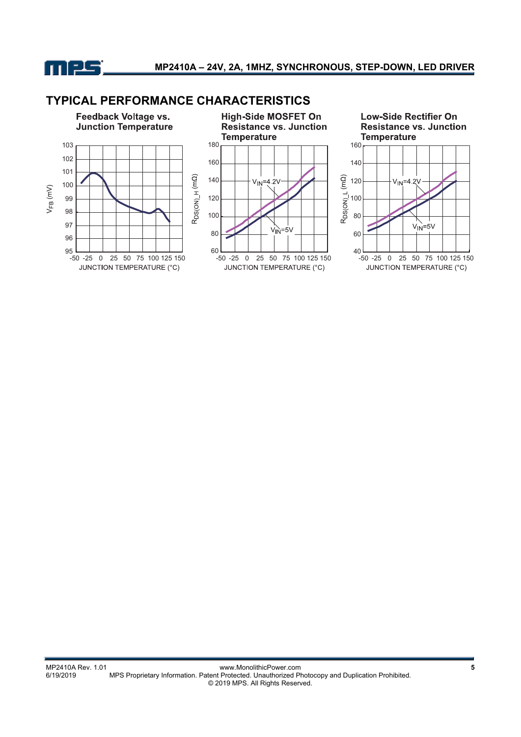## TYPICAL PERFORMANCE CHARACTERISTICS

**Feedback Voltage vs. Junction Temperature**

**High-Side MOSFET On Resistance vs. Junction Temperature**

**Low-Side Rectifier On Resistance vs. Junction Temperature**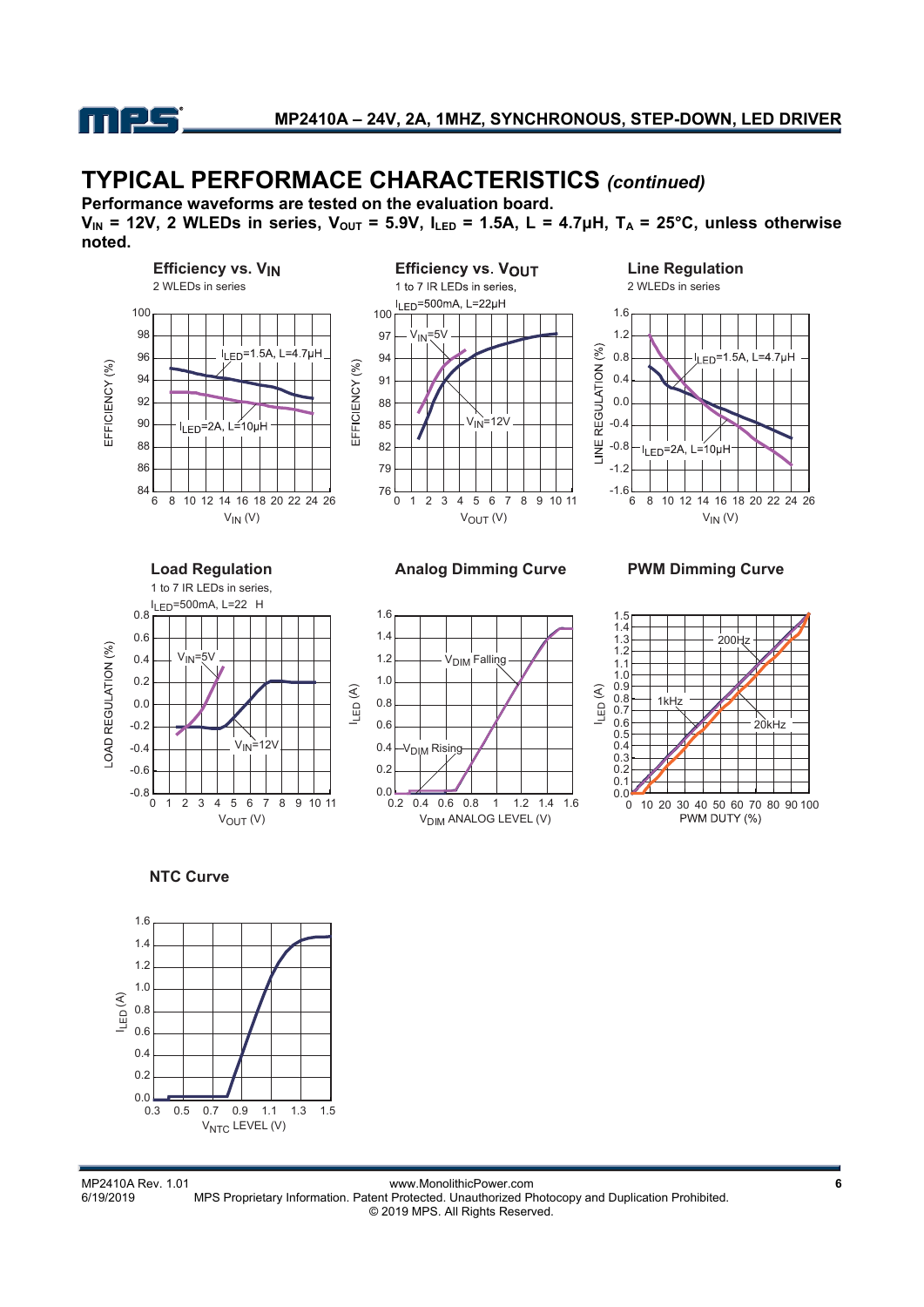# TYPICAL PERFORMACE CHARACTERISTICS *(continued)*

**Performance waveforms are tested on the evaluation board.**
**$V_{IN}$ = 12V, 2 WLEDs in series, $V_{OUT}$ = 5.9V, $I_{LED}$ = 1.5A, L = 4.7µH, $T_A$ = 25°C, unless otherwise noted.**

**Efficiency vs. $V_{IN}$**
2 WLEDs in series

**Efficiency vs. $V_{OUT}$**
1 to 7 IR LEDs in series, $I_{LED}$=500mA, L=22µH

**Line Regulation**
2 WLEDs in series

**Load Regulation**
1 to 7 IR LEDs in series, $I_{LED}$=500mA, L=22µH

**Analog Dimming Curve**

**PWM Dimming Curve**

**NTC Curve**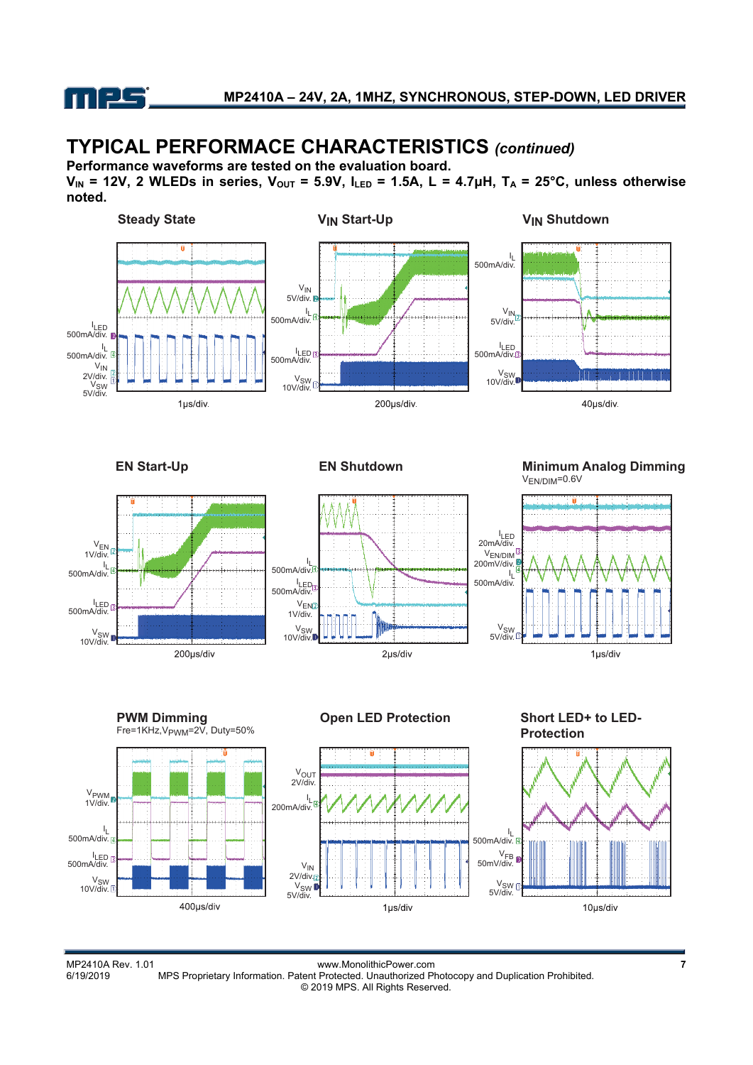## TYPICAL PERFORMACE CHARACTERISTICS *(continued)*

**Performance waveforms are tested on the evaluation board.**

**$V_{IN}$ = 12V, 2 WLEDs in series, $V_{OUT}$ = 5.9V, $I_{LED}$ = 1.5A, L = 4.7µH, $T_A$ = 25°C, unless otherwise noted.**

**Steady State**

$I_{LED}$ 500mA/div.
$I_L$ 500mA/div.
$V_{IN}$ 2V/div.
$V_{SW}$ 5V/div.

1µs/div.

**$V_{IN}$ Start-Up**

$V_{IN}$ 5V/div.
$I_L$ 500mA/div.
$I_{LED}$ 500mA/div.
$V_{SW}$ 10V/div.

200µs/div.

**$V_{IN}$ Shutdown**

$I_L$ 500mA/div.
$V_{IN}$ 5V/div.
$I_{LED}$ 500mA/div.
$V_{SW}$ 10V/div.

40µs/div.

**EN Start-Up**

$V_{EN}$ 1V/div.
$I_L$ 500mA/div.
$I_{LED}$ 500mA/div.
$V_{SW}$ 10V/div.

200µs/div

**EN Shutdown**

$I_L$ 500mA/div.
$I_{LED}$ 500mA/div.
$V_{EN}$ 1V/div.
$V_{SW}$ 10V/div.

2µs/div

**Minimum Analog Dimming**

$V_{EN/DIM}$=0.6V

$I_{LED}$ 20mA/div.
$V_{EN/DIM}$ 200mV/div.
$I_L$ 500mA/div.
$V_{SW}$ 5V/div.

1µs/div

**PWM Dimming**

Fre=1KHz,$V_{PWM}$=2V, Duty=50%

$V_{PWM}$ 1V/div.
$I_L$ 500mA/div.
$I_{LED}$ 500mA/div.
$V_{SW}$ 10V/div.

400µs/div

**Open LED Protection**

$V_{OUT}$ 2V/div.
$I_L$ 200mA/div.
$V_{IN}$ 2V/div.
$V_{SW}$ 5V/div.

1µs/div

**Short LED+ to LED- Protection**

$I_L$ 500mA/div.
$V_{FB}$ 50mV/div.
$V_{SW}$ 5V/div.

10µs/div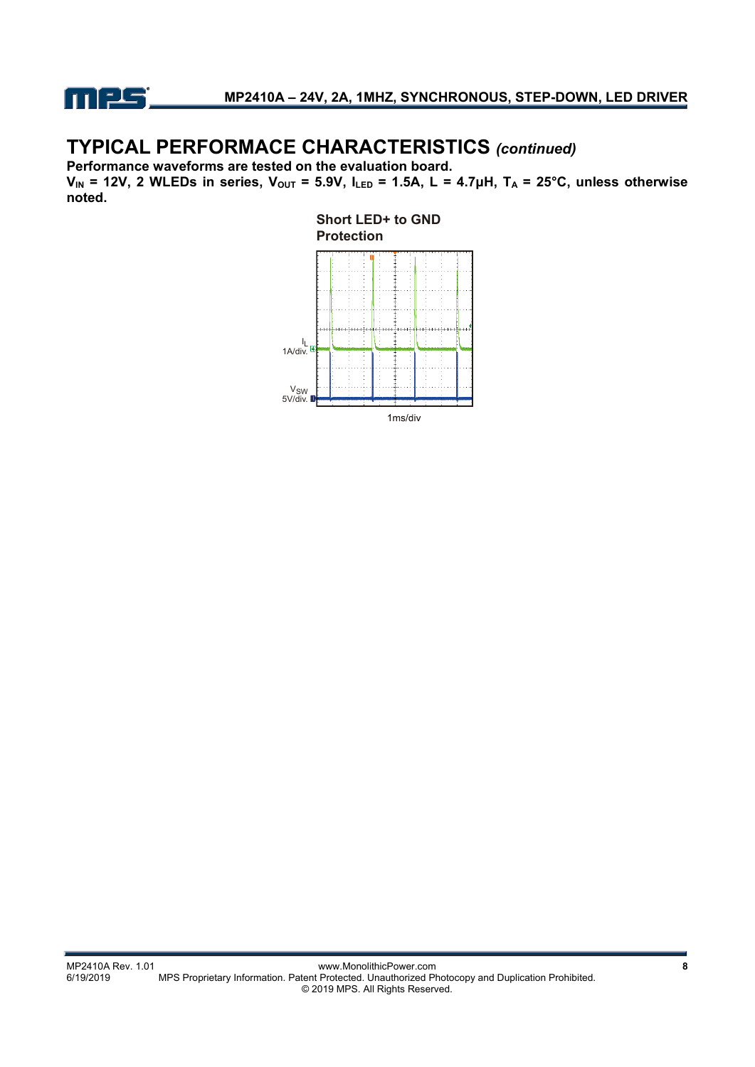## TYPICAL PERFORMACE CHARACTERISTICS *(continued)*

**Performance waveforms are tested on the evaluation board.**

**$V_{IN}$ = 12V, 2 WLEDs in series, $V_{OUT}$ = 5.9V, $I_{LED}$ = 1.5A, L = 4.7µH, $T_A$ = 25°C, unless otherwise noted.**

**Short LED+ to GND Protection**

$I_L$ 1A/div.

$V_{SW}$ 5V/div.

1ms/div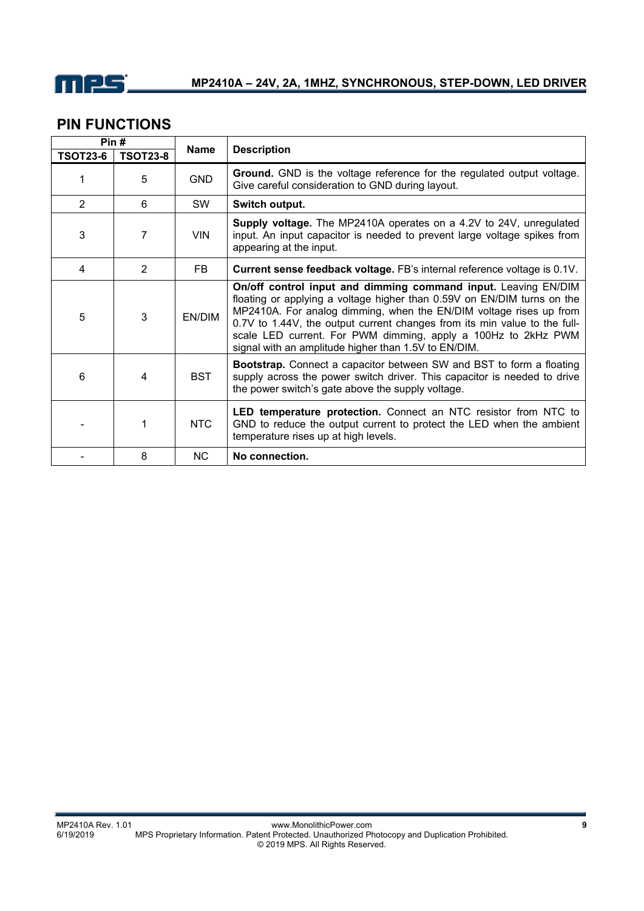## PIN FUNCTIONS

| Pin # | | Name | Description |
|---|---|---|---|
| TSOT23-6 | TSOT23-8 | | |
| 1 | 5 | GND | **Ground.** GND is the voltage reference for the regulated output voltage. Give careful consideration to GND during layout. |
| 2 | 6 | SW | **Switch output.** |
| 3 | 7 | VIN | **Supply voltage.** The MP2410A operates on a 4.2V to 24V, unregulated input. An input capacitor is needed to prevent large voltage spikes from appearing at the input. |
| 4 | 2 | FB | **Current sense feedback voltage.** FB's internal reference voltage is 0.1V. |
| 5 | 3 | EN/DIM | **On/off control input and dimming command input.** Leaving EN/DIM floating or applying a voltage higher than 0.59V on EN/DIM turns on the MP2410A. For analog dimming, when the EN/DIM voltage rises up from 0.7V to 1.44V, the output current changes from its min value to the full-scale LED current. For PWM dimming, apply a 100Hz to 2kHz PWM signal with an amplitude higher than 1.5V to EN/DIM. |
| 6 | 4 | BST | **Bootstrap.** Connect a capacitor between SW and BST to form a floating supply across the power switch driver. This capacitor is needed to drive the power switch's gate above the supply voltage. |
| - | 1 | NTC | **LED temperature protection.** Connect an NTC resistor from NTC to GND to reduce the output current to protect the LED when the ambient temperature rises up at high levels. |
| - | 8 | NC | **No connection.** |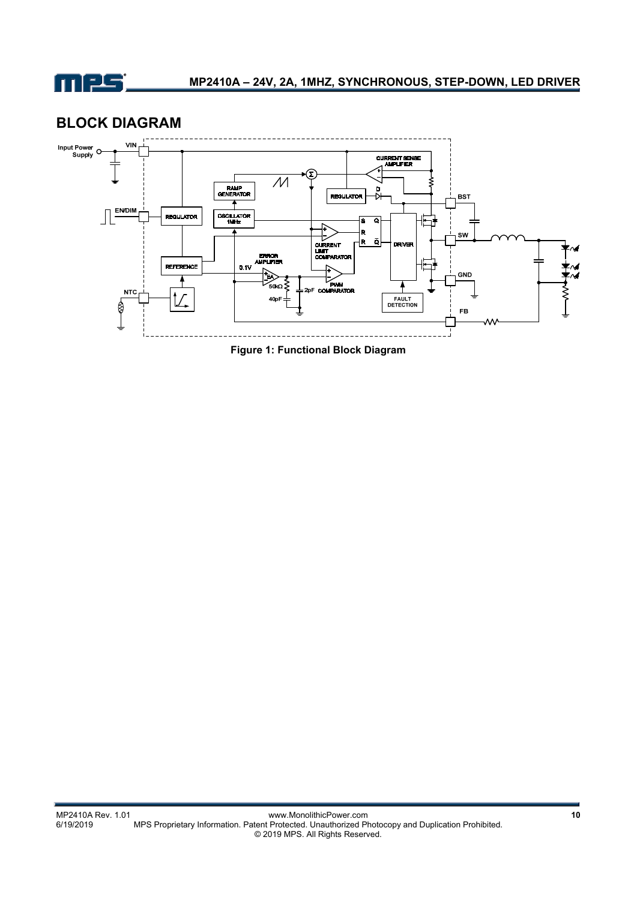## BLOCK DIAGRAM

Figure 1: Functional Block Diagram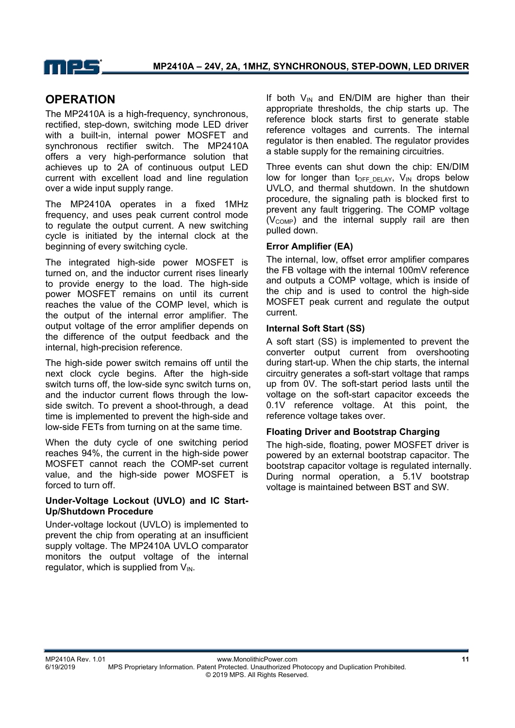## OPERATION

The MP2410A is a high-frequency, synchronous, rectified, step-down, switching mode LED driver with a built-in, internal power MOSFET and synchronous rectifier switch. The MP2410A offers a very high-performance solution that achieves up to 2A of continuous output LED current with excellent load and line regulation over a wide input supply range.

The MP2410A operates in a fixed 1MHz frequency, and uses peak current control mode to regulate the output current. A new switching cycle is initiated by the internal clock at the beginning of every switching cycle.

The integrated high-side power MOSFET is turned on, and the inductor current rises linearly to provide energy to the load. The high-side power MOSFET remains on until its current reaches the value of the COMP level, which is the output of the internal error amplifier. The output voltage of the error amplifier depends on the difference of the output feedback and the internal, high-precision reference.

The high-side power switch remains off until the next clock cycle begins. After the high-side switch turns off, the low-side sync switch turns on, and the inductor current flows through the low-side switch. To prevent a shoot-through, a dead time is implemented to prevent the high-side and low-side FETs from turning on at the same time.

When the duty cycle of one switching period reaches 94%, the current in the high-side power MOSFET cannot reach the COMP-set current value, and the high-side power MOSFET is forced to turn off.

### Under-Voltage Lockout (UVLO) and IC Start-Up/Shutdown Procedure

Under-voltage lockout (UVLO) is implemented to prevent the chip from operating at an insufficient supply voltage. The MP2410A UVLO comparator monitors the output voltage of the internal regulator, which is supplied from $V_{IN}$.

If both $V_{IN}$ and EN/DIM are higher than their appropriate thresholds, the chip starts up. The reference block starts first to generate stable reference voltages and currents. The internal regulator is then enabled. The regulator provides a stable supply for the remaining circuitries.

Three events can shut down the chip: EN/DIM low for longer than $t_{OFF\_DELAY}$, $V_{IN}$ drops below UVLO, and thermal shutdown. In the shutdown procedure, the signaling path is blocked first to prevent any fault triggering. The COMP voltage ($V_{COMP}$) and the internal supply rail are then pulled down.

### Error Amplifier (EA)

The internal, low, offset error amplifier compares the FB voltage with the internal 100mV reference and outputs a COMP voltage, which is inside of the chip and is used to control the high-side MOSFET peak current and regulate the output current.

### Internal Soft Start (SS)

A soft start (SS) is implemented to prevent the converter output current from overshooting during start-up. When the chip starts, the internal circuitry generates a soft-start voltage that ramps up from 0V. The soft-start period lasts until the voltage on the soft-start capacitor exceeds the 0.1V reference voltage. At this point, the reference voltage takes over.

### Floating Driver and Bootstrap Charging

The high-side, floating, power MOSFET driver is powered by an external bootstrap capacitor. The bootstrap capacitor voltage is regulated internally. During normal operation, a 5.1V bootstrap voltage is maintained between BST and SW.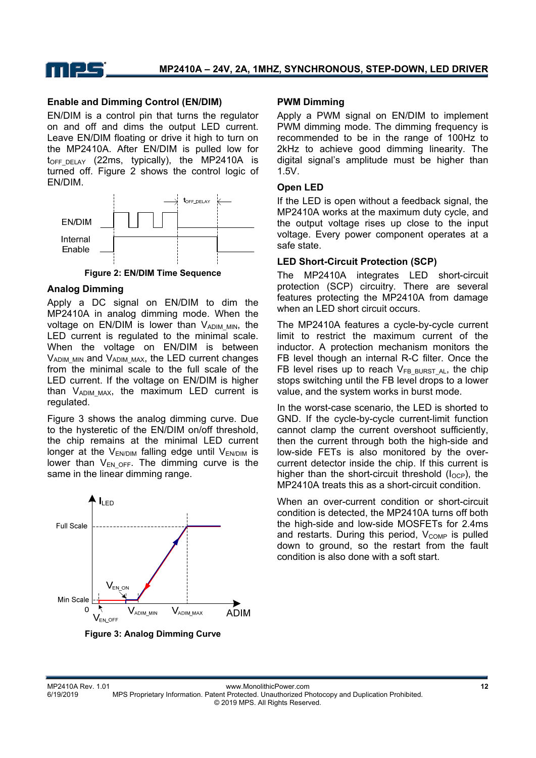### Enable and Dimming Control (EN/DIM)

EN/DIM is a control pin that turns the regulator on and off and dims the output LED current. Leave EN/DIM floating or drive it high to turn on the MP2410A. After EN/DIM is pulled low for $t_{OFF\_DELAY}$ (22ms, typically), the MP2410A is turned off. Figure 2 shows the control logic of EN/DIM.

**Figure 2: EN/DIM Time Sequence**

### Analog Dimming

Apply a DC signal on EN/DIM to dim the MP2410A in analog dimming mode. When the voltage on EN/DIM is lower than $V_{ADIM\_MIN}$, the LED current is regulated to the minimal scale. When the voltage on EN/DIM is between $V_{ADIM\_MIN}$ and $V_{ADIM\_MAX}$, the LED current changes from the minimal scale to the full scale of the LED current. If the voltage on EN/DIM is higher than $V_{ADIM\_MAX}$, the maximum LED current is regulated.

Figure 3 shows the analog dimming curve. Due to the hysteretic of the EN/DIM on/off threshold, the chip remains at the minimal LED current longer at the $V_{EN/DIM}$ falling edge until $V_{EN/DIM}$ is lower than $V_{EN\_OFF}$. The dimming curve is the same in the linear dimming range.

**Figure 3: Analog Dimming Curve**

### PWM Dimming

Apply a PWM signal on EN/DIM to implement PWM dimming mode. The dimming frequency is recommended to be in the range of 100Hz to 2kHz to achieve good dimming linearity. The digital signal's amplitude must be higher than 1.5V.

### Open LED

If the LED is open without a feedback signal, the MP2410A works at the maximum duty cycle, and the output voltage rises up close to the input voltage. Every power component operates at a safe state.

### LED Short-Circuit Protection (SCP)

The MP2410A integrates LED short-circuit protection (SCP) circuitry. There are several features protecting the MP2410A from damage when an LED short circuit occurs.

The MP2410A features a cycle-by-cycle current limit to restrict the maximum current of the inductor. A protection mechanism monitors the FB level though an internal R-C filter. Once the FB level rises up to reach $V_{FB\_BURST\_AL}$, the chip stops switching until the FB level drops to a lower value, and the system works in burst mode.

In the worst-case scenario, the LED is shorted to GND. If the cycle-by-cycle current-limit function cannot clamp the current overshoot sufficiently, then the current through both the high-side and low-side FETs is also monitored by the over-current detector inside the chip. If this current is higher than the short-circuit threshold ($I_{OCP}$), the MP2410A treats this as a short-circuit condition.

When an over-current condition or short-circuit condition is detected, the MP2410A turns off both the high-side and low-side MOSFETs for 2.4ms and restarts. During this period, $V_{COMP}$ is pulled down to ground, so the restart from the fault condition is also done with a soft start.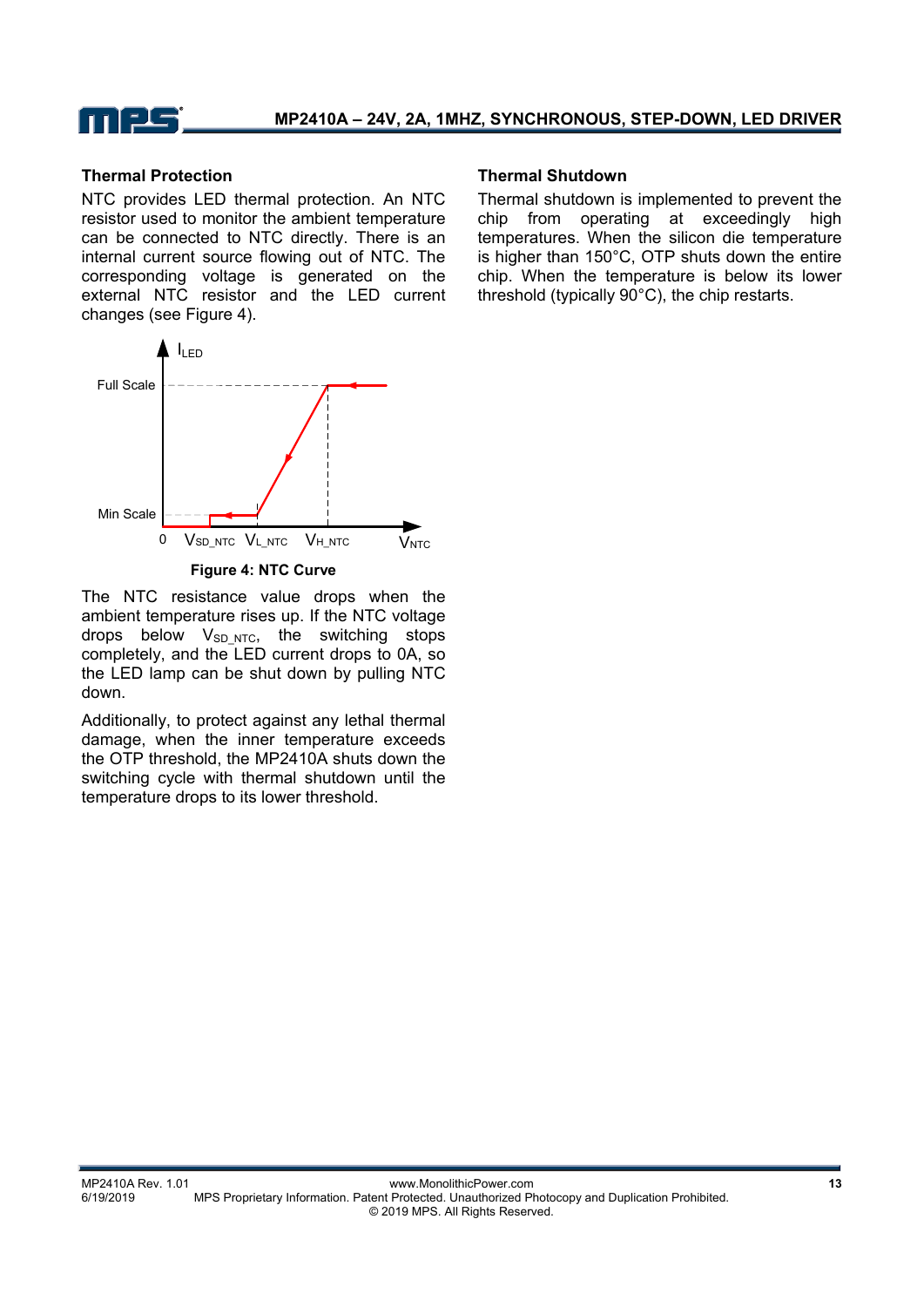### Thermal Protection

NTC provides LED thermal protection. An NTC resistor used to monitor the ambient temperature can be connected to NTC directly. There is an internal current source flowing out of NTC. The corresponding voltage is generated on the external NTC resistor and the LED current changes (see Figure 4).

**Figure 4: NTC Curve**

The NTC resistance value drops when the ambient temperature rises up. If the NTC voltage drops below $V_{SD\_NTC}$, the switching stops completely, and the LED current drops to 0A, so the LED lamp can be shut down by pulling NTC down.

Additionally, to protect against any lethal thermal damage, when the inner temperature exceeds the OTP threshold, the MP2410A shuts down the switching cycle with thermal shutdown until the temperature drops to its lower threshold.

### Thermal Shutdown

Thermal shutdown is implemented to prevent the chip from operating at exceedingly high temperatures. When the silicon die temperature is higher than 150°C, OTP shuts down the entire chip. When the temperature is below its lower threshold (typically 90°C), the chip restarts.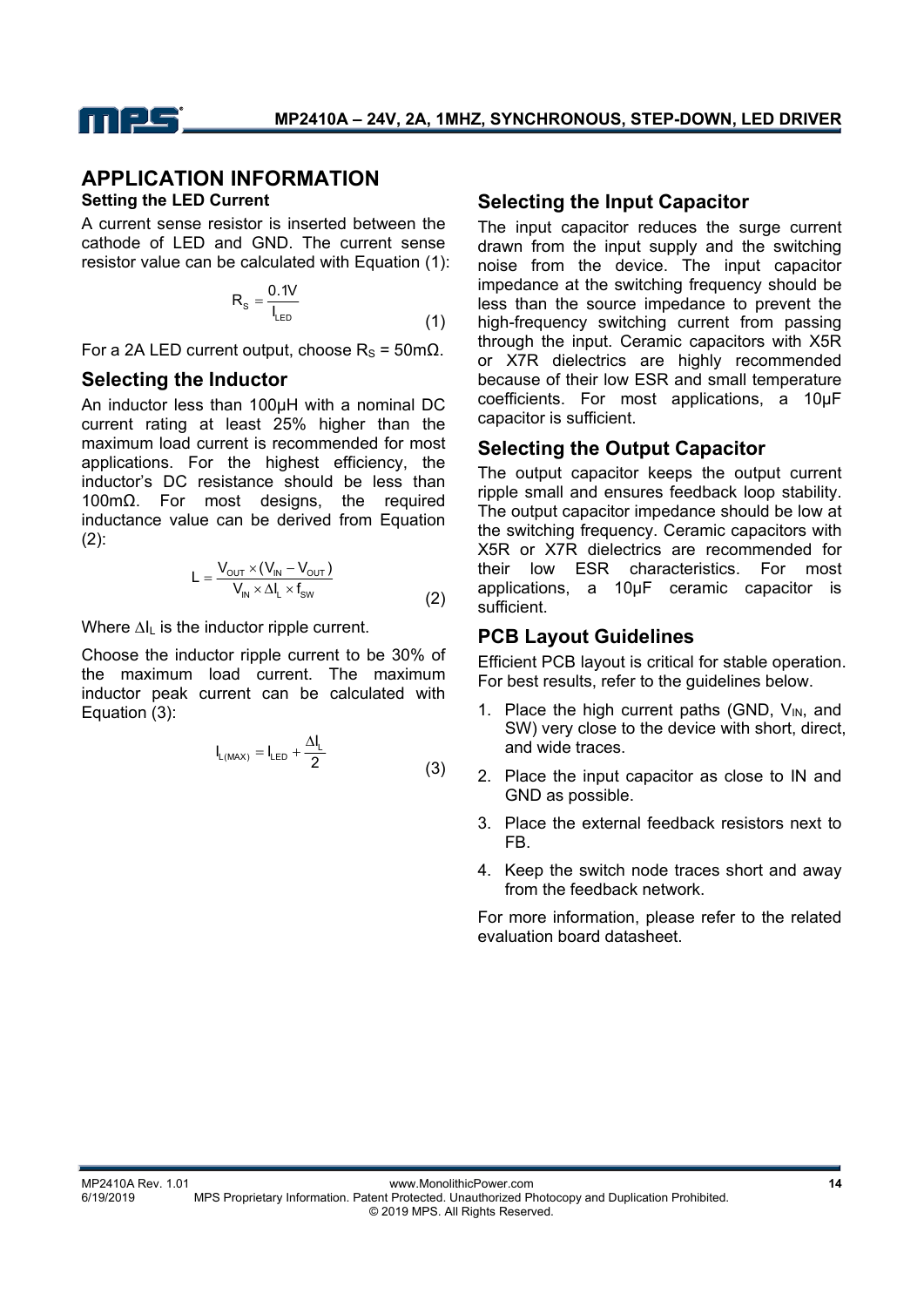## APPLICATION INFORMATION

### Setting the LED Current

A current sense resistor is inserted between the cathode of LED and GND. The current sense resistor value can be calculated with Equation (1):

$$R_S = \frac{0.1V}{I_{LED}} \tag{1}$$

For a 2A LED current output, choose $R_S$ = 50mΩ.

## Selecting the Inductor

An inductor less than 100µH with a nominal DC current rating at least 25% higher than the maximum load current is recommended for most applications. For the highest efficiency, the inductor's DC resistance should be less than 100mΩ. For most designs, the required inductance value can be derived from Equation (2):

$$L = \frac{V_{OUT} \times (V_{IN} - V_{OUT})}{V_{IN} \times \Delta I_L \times f_{SW}} \tag{2}$$

Where $\Delta I_L$ is the inductor ripple current.

Choose the inductor ripple current to be 30% of the maximum load current. The maximum inductor peak current can be calculated with Equation (3):

$$I_{L(MAX)} = I_{LED} + \frac{\Delta I_L}{2} \tag{3}$$

## Selecting the Input Capacitor

The input capacitor reduces the surge current drawn from the input supply and the switching noise from the device. The input capacitor impedance at the switching frequency should be less than the source impedance to prevent the high-frequency switching current from passing through the input. Ceramic capacitors with X5R or X7R dielectrics are highly recommended because of their low ESR and small temperature coefficients. For most applications, a 10µF capacitor is sufficient.

## Selecting the Output Capacitor

The output capacitor keeps the output current ripple small and ensures feedback loop stability. The output capacitor impedance should be low at the switching frequency. Ceramic capacitors with X5R or X7R dielectrics are recommended for their low ESR characteristics. For most applications, a 10µF ceramic capacitor is sufficient.

## PCB Layout Guidelines

Efficient PCB layout is critical for stable operation. For best results, refer to the guidelines below.

1. Place the high current paths (GND, $V_{IN}$, and SW) very close to the device with short, direct, and wide traces.
2. Place the input capacitor as close to IN and GND as possible.
3. Place the external feedback resistors next to FB.
4. Keep the switch node traces short and away from the feedback network.

For more information, please refer to the related evaluation board datasheet.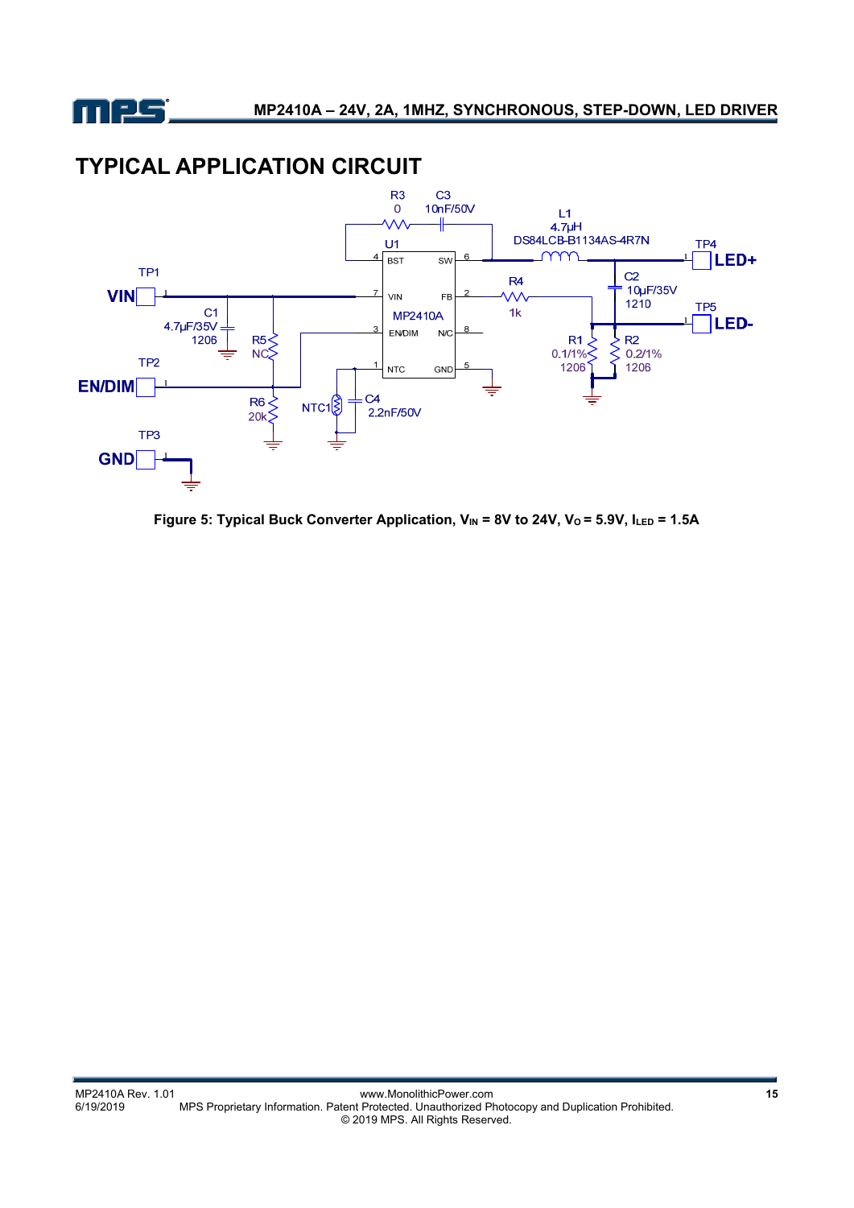## TYPICAL APPLICATION CIRCUIT

Figure 5: Typical Buck Converter Application, $V_{IN}$ = 8V to 24V, $V_O$ = 5.9V, $I_{LED}$ = 1.5A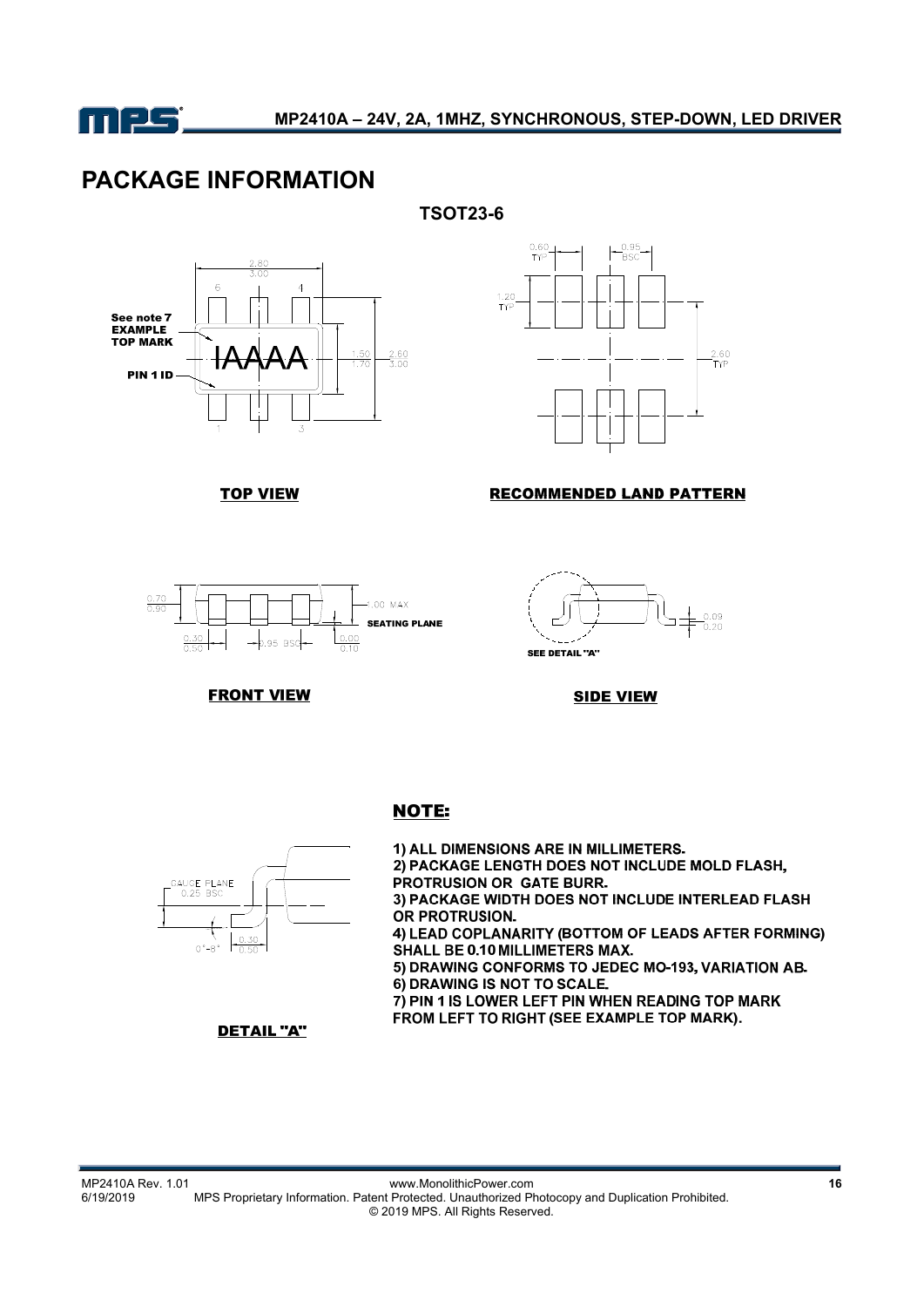# PACKAGE INFORMATION

**TSOT23-6**

**TOP VIEW**

**RECOMMENDED LAND PATTERN**

**FRONT VIEW**

**SIDE VIEW**

**DETAIL "A"**

**NOTE:**

1) ALL DIMENSIONS ARE IN MILLIMETERS.
2) PACKAGE LENGTH DOES NOT INCLUDE MOLD FLASH, PROTRUSION OR GATE BURR.
3) PACKAGE WIDTH DOES NOT INCLUDE INTERLEAD FLASH OR PROTRUSION.
4) LEAD COPLANARITY (BOTTOM OF LEADS AFTER FORMING) SHALL BE 0.10 MILLIMETERS MAX.
5) DRAWING CONFORMS TO JEDEC MO-193, VARIATION AB.
6) DRAWING IS NOT TO SCALE.
7) PIN 1 IS LOWER LEFT PIN WHEN READING TOP MARK FROM LEFT TO RIGHT (SEE EXAMPLE TOP MARK).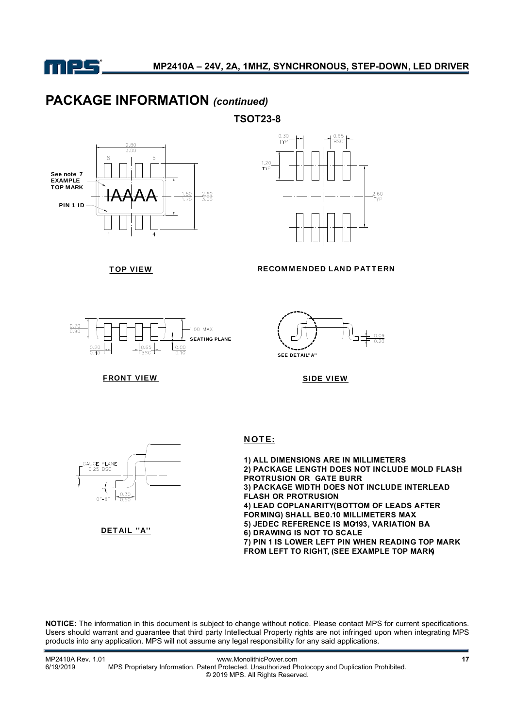# PACKAGE INFORMATION *(continued)*

## TSOT23-8

2.80
3.00

8 5

See note 7
EXAMPLE
TOP MARK

IAAAA

PIN 1 ID

1 4

1.50
1.70

2.60
3.00

**TOP VIEW**

0.30
TYP

0.65
BSC

1.20
TYP

2.60
TYP

**RECOMMENDED LAND PATTERN**

0.70
0.90

1.00 MAX

SEATING PLANE

0.20
0.40

0.65
BSC

0.00
0.10

**FRONT VIEW**

0.09
0.20

SEE DETAIL "A"

**SIDE VIEW**

GAUGE PLANE
0.25 BSC

0°-8°

0.30
0.50

**DETAIL "A"**

**NOTE:**

1) ALL DIMENSIONS ARE IN MILLIMETERS
2) PACKAGE LENGTH DOES NOT INCLUDE MOLD FLASH, PROTRUSION OR GATE BURR
3) PACKAGE WIDTH DOES NOT INCLUDE INTERLEAD FLASH OR PROTRUSION
4) LEAD COPLANARITY (BOTTOM OF LEADS AFTER FORMING) SHALL BE 0.10 MILLIMETERS MAX
5) JEDEC REFERENCE IS MO-193, VARIATION BA
6) DRAWING IS NOT TO SCALE
7) PIN 1 IS LOWER LEFT PIN WHEN READING TOP MARK FROM LEFT TO RIGHT, (SEE EXAMPLE TOP MARK)

**NOTICE:** The information in this document is subject to change without notice. Please contact MPS for current specifications. Users should warrant and guarantee that third party Intellectual Property rights are not infringed upon when integrating MPS products into any application. MPS will not assume any legal responsibility for any said applications.